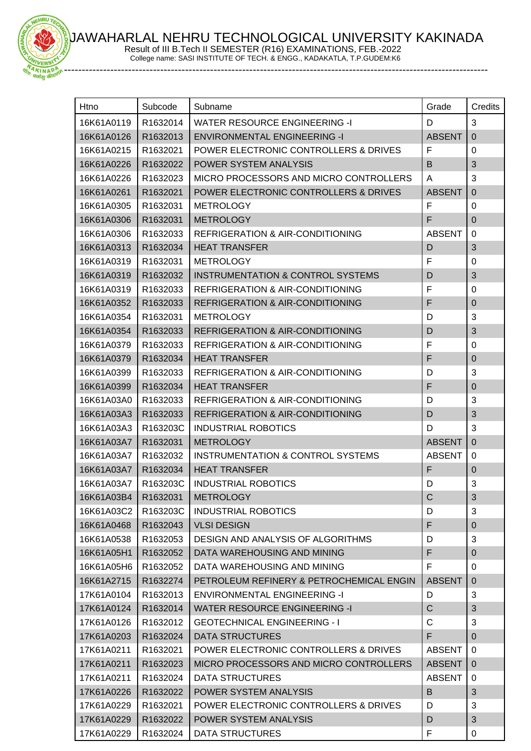# JAWAHARLAL NEHRU TECHNOLOGICAL UNIVERSITY KAKINADA

Result of III B.Tech II SEMESTER (R16) EXAMINATIONS, FEB.-2022

College name: SASI INSTITUTE OF TECH. & ENGG., KADAKATLA, T.P.GUDEM:K6

| Htno | Subcode | Subname | Grade | Credits |
|---|---|---|---|---|
| 16K61A0119 | R1632014 | WATER RESOURCE ENGINEERING -I | D | 3 |
| 16K61A0126 | R1632013 | ENVIRONMENTAL ENGINEERING -I | ABSENT | 0 |
| 16K61A0215 | R1632021 | POWER ELECTRONIC CONTROLLERS & DRIVES | F | 0 |
| 16K61A0226 | R1632022 | POWER SYSTEM ANALYSIS | B | 3 |
| 16K61A0226 | R1632023 | MICRO PROCESSORS AND MICRO CONTROLLERS | A | 3 |
| 16K61A0261 | R1632021 | POWER ELECTRONIC CONTROLLERS & DRIVES | ABSENT | 0 |
| 16K61A0305 | R1632031 | METROLOGY | F | 0 |
| 16K61A0306 | R1632031 | METROLOGY | F | 0 |
| 16K61A0306 | R1632033 | REFRIGERATION & AIR-CONDITIONING | ABSENT | 0 |
| 16K61A0313 | R1632034 | HEAT TRANSFER | D | 3 |
| 16K61A0319 | R1632031 | METROLOGY | F | 0 |
| 16K61A0319 | R1632032 | INSTRUMENTATION & CONTROL SYSTEMS | D | 3 |
| 16K61A0319 | R1632033 | REFRIGERATION & AIR-CONDITIONING | F | 0 |
| 16K61A0352 | R1632033 | REFRIGERATION & AIR-CONDITIONING | F | 0 |
| 16K61A0354 | R1632031 | METROLOGY | D | 3 |
| 16K61A0354 | R1632033 | REFRIGERATION & AIR-CONDITIONING | D | 3 |
| 16K61A0379 | R1632033 | REFRIGERATION & AIR-CONDITIONING | F | 0 |
| 16K61A0379 | R1632034 | HEAT TRANSFER | F | 0 |
| 16K61A0399 | R1632033 | REFRIGERATION & AIR-CONDITIONING | D | 3 |
| 16K61A0399 | R1632034 | HEAT TRANSFER | F | 0 |
| 16K61A03A0 | R1632033 | REFRIGERATION & AIR-CONDITIONING | D | 3 |
| 16K61A03A3 | R1632033 | REFRIGERATION & AIR-CONDITIONING | D | 3 |
| 16K61A03A3 | R163203C | INDUSTRIAL ROBOTICS | D | 3 |
| 16K61A03A7 | R1632031 | METROLOGY | ABSENT | 0 |
| 16K61A03A7 | R1632032 | INSTRUMENTATION & CONTROL SYSTEMS | ABSENT | 0 |
| 16K61A03A7 | R1632034 | HEAT TRANSFER | F | 0 |
| 16K61A03A7 | R163203C | INDUSTRIAL ROBOTICS | D | 3 |
| 16K61A03B4 | R1632031 | METROLOGY | C | 3 |
| 16K61A03C2 | R163203C | INDUSTRIAL ROBOTICS | D | 3 |
| 16K61A0468 | R1632043 | VLSI DESIGN | F | 0 |
| 16K61A0538 | R1632053 | DESIGN AND ANALYSIS OF ALGORITHMS | D | 3 |
| 16K61A05H1 | R1632052 | DATA WAREHOUSING AND MINING | F | 0 |
| 16K61A05H6 | R1632052 | DATA WAREHOUSING AND MINING | F | 0 |
| 16K61A2715 | R1632274 | PETROLEUM REFINERY & PETROCHEMICAL ENGIN | ABSENT | 0 |
| 17K61A0104 | R1632013 | ENVIRONMENTAL ENGINEERING -I | D | 3 |
| 17K61A0124 | R1632014 | WATER RESOURCE ENGINEERING -I | C | 3 |
| 17K61A0126 | R1632012 | GEOTECHNICAL ENGINEERING - I | C | 3 |
| 17K61A0203 | R1632024 | DATA STRUCTURES | F | 0 |
| 17K61A0211 | R1632021 | POWER ELECTRONIC CONTROLLERS & DRIVES | ABSENT | 0 |
| 17K61A0211 | R1632023 | MICRO PROCESSORS AND MICRO CONTROLLERS | ABSENT | 0 |
| 17K61A0211 | R1632024 | DATA STRUCTURES | ABSENT | 0 |
| 17K61A0226 | R1632022 | POWER SYSTEM ANALYSIS | B | 3 |
| 17K61A0229 | R1632021 | POWER ELECTRONIC CONTROLLERS & DRIVES | D | 3 |
| 17K61A0229 | R1632022 | POWER SYSTEM ANALYSIS | D | 3 |
| 17K61A0229 | R1632024 | DATA STRUCTURES | F | 0 |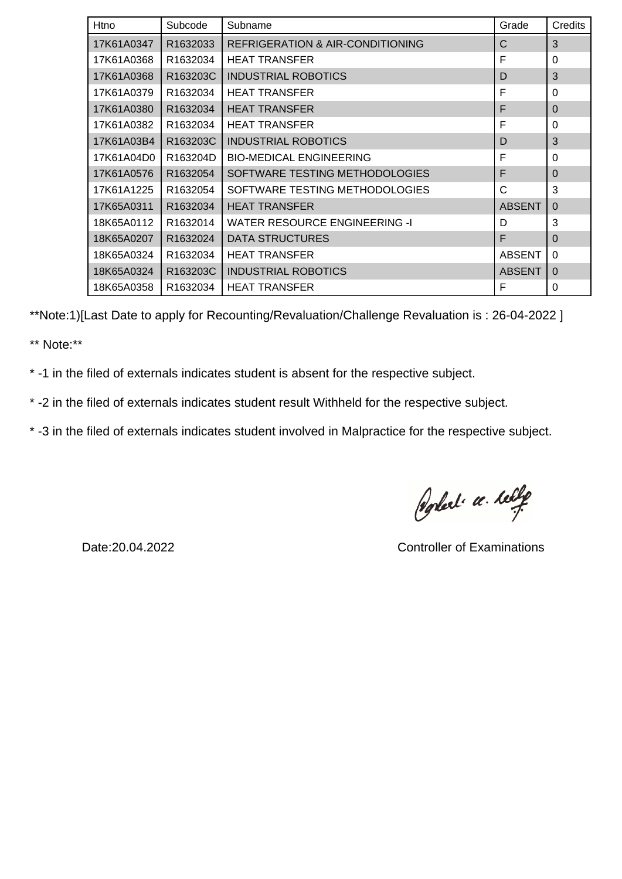| Htno | Subcode | Subname | Grade | Credits |
|---|---|---|---|---|
| 17K61A0347 | R1632033 | REFRIGERATION & AIR-CONDITIONING | C | 3 |
| 17K61A0368 | R1632034 | HEAT TRANSFER | F | 0 |
| 17K61A0368 | R163203C | INDUSTRIAL ROBOTICS | D | 3 |
| 17K61A0379 | R1632034 | HEAT TRANSFER | F | 0 |
| 17K61A0380 | R1632034 | HEAT TRANSFER | F | 0 |
| 17K61A0382 | R1632034 | HEAT TRANSFER | F | 0 |
| 17K61A03B4 | R163203C | INDUSTRIAL ROBOTICS | D | 3 |
| 17K61A04D0 | R163204D | BIO-MEDICAL ENGINEERING | F | 0 |
| 17K61A0576 | R1632054 | SOFTWARE TESTING METHODOLOGIES | F | 0 |
| 17K61A1225 | R1632054 | SOFTWARE TESTING METHODOLOGIES | C | 3 |
| 17K65A0311 | R1632034 | HEAT TRANSFER | ABSENT | 0 |
| 18K65A0112 | R1632014 | WATER RESOURCE ENGINEERING -I | D | 3 |
| 18K65A0207 | R1632024 | DATA STRUCTURES | F | 0 |
| 18K65A0324 | R1632034 | HEAT TRANSFER | ABSENT | 0 |
| 18K65A0324 | R163203C | INDUSTRIAL ROBOTICS | ABSENT | 0 |
| 18K65A0358 | R1632034 | HEAT TRANSFER | F | 0 |

**Note:1)[Last Date to apply for Recounting/Revaluation/Challenge Revaluation is : 26-04-2022 ]

** Note:**

* -1 in the filed of externals indicates student is absent for the respective subject.

* -2 in the filed of externals indicates student result Withheld for the respective subject.

* -3 in the filed of externals indicates student involved in Malpractice for the respective subject.

Date:20.04.2022

Controller of Examinations